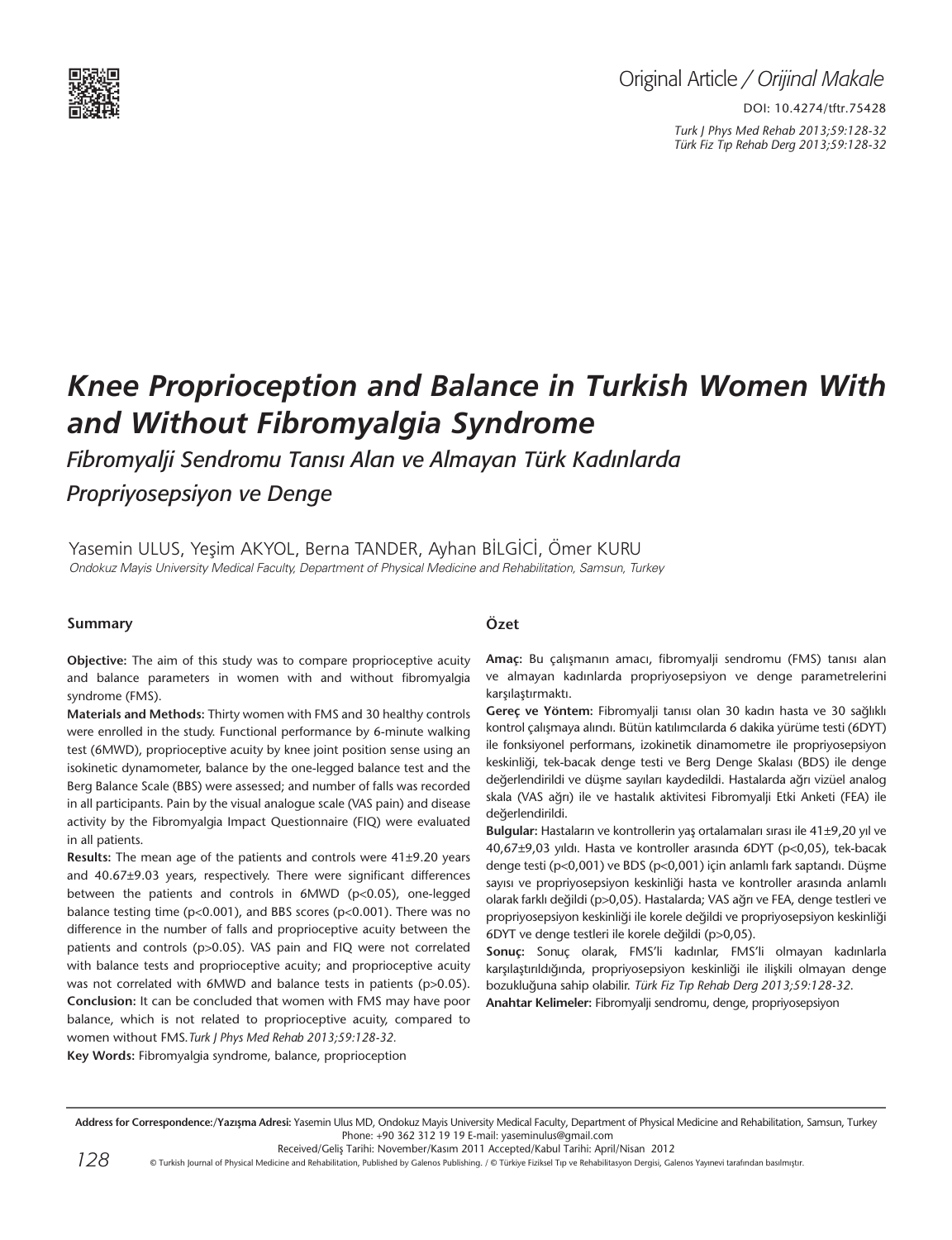Original Article / *Orijinal Makale*

DOI: 10.4274/tftr.75428

# *Knee Proprioception and Balance in Turkish Women With and Without Fibromyalgia Syndrome*

## *Fibromyalji Sendromu Tanısı Alan ve Almayan Türk Kadınlarda Propriyosepsiyon ve Denge*

Yasemin ULUS, Yeşim AKYOL, Berna TANDER, Ayhan BİLGİCİ, Ömer KURU

*Ondokuz Mayis University Medical Faculty, Department of Physical Medicine and Rehabilitation, Samsun, Turkey*

### Summary

**Objective:** The aim of this study was to compare proprioceptive acuity and balance parameters in women with and without fibromyalgia syndrome (FMS).

**Materials and Methods:** Thirty women with FMS and 30 healthy controls were enrolled in the study. Functional performance by 6-minute walking test (6MWD), proprioceptive acuity by knee joint position sense using an isokinetic dynamometer, balance by the one-legged balance test and the Berg Balance Scale (BBS) were assessed; and number of falls was recorded in all participants. Pain by the visual analogue scale (VAS pain) and disease activity by the Fibromyalgia Impact Questionnaire (FIQ) were evaluated in all patients.

**Results:** The mean age of the patients and controls were 41±9.20 years and 40.67±9.03 years, respectively. There were significant differences between the patients and controls in 6MWD ($p<0.05$), one-legged balance testing time ($p<0.001$), and BBS scores ($p<0.001$). There was no difference in the number of falls and proprioceptive acuity between the patients and controls ($p>0.05$). VAS pain and FIQ were not correlated with balance tests and proprioceptive acuity; and proprioceptive acuity was not correlated with 6MWD and balance tests in patients ($p>0.05$).

**Conclusion:** It can be concluded that women with FMS may have poor balance, which is not related to proprioceptive acuity, compared to women without FMS. *Turk J Phys Med Rehab 2013;59:128-32.*

**Key Words:** Fibromyalgia syndrome, balance, proprioception

### Özet

**Amaç:** Bu çalışmanın amacı, fibromyalji sendromu (FMS) tanısı alan ve almayan kadınlarda propriyosepsiyon ve denge parametrelerini karşılaştırmaktı.

**Gereç ve Yöntem:** Fibromyalji tanısı olan 30 kadın hasta ve 30 sağlıklı kontrol çalışmaya alındı. Bütün katılımcılarda 6 dakika yürüme testi (6DYT) ile fonksiyonel performans, izokinetik dinamometre ile propriyosepsiyon keskinliği, tek-bacak denge testi ve Berg Denge Skalası (BDS) ile denge değerlendirildi ve düşme sayıları kaydedildi. Hastalarda ağrı vizüel analog skala (VAS ağrı) ile ve hastalık aktivitesi Fibromyalji Etki Anketi (FEA) ile değerlendirildi.

**Bulgular:** Hastaların ve kontrollerin yaş ortalamaları sırası ile 41±9,20 yıl ve 40,67±9,03 yıldı. Hasta ve kontroller arasında 6DYT ($p<0,05$), tek-bacak denge testi ($p<0,001$) ve BDS ($p<0,001$) için anlamlı fark saptandı. Düşme sayısı ve propriyosepsiyon keskinliği hasta ve kontroller arasında anlamlı olarak farklı değildi ($p>0,05$). Hastalarda; VAS ağrı ve FEA, denge testleri ve propriyosepsiyon keskinliği ile korele değildi ve propriyosepsiyon keskinliği 6DYT ve denge testleri ile korele değildi ($p>0,05$).

**Sonuç:** Sonuç olarak, FMS'li kadınlar, FMS'li olmayan kadınlarla karşılaştırıldığında, propriyosepsiyon keskinliği ile ilişkili olmayan denge bozukluğuna sahip olabilir. *Türk Fiz Tıp Rehab Derg 2013;59:128-32.*

**Anahtar Kelimeler:** Fibromyalji sendromu, denge, propriyosepsiyon

---

**Address for Correspondence:/Yazışma Adresi:** Yasemin Ulus MD, Ondokuz Mayis University Medical Faculty, Department of Physical Medicine and Rehabilitation, Samsun, Turkey Phone: +90 362 312 19 19 E-mail: yaseminulus@gmail.com

Received/Geliş Tarihi: November/Kasım 2011 Accepted/Kabul Tarihi: April/Nisan 2012

© Turkish Journal of Physical Medicine and Rehabilitation, Published by Galenos Publishing. / © Türkiye Fiziksel Tıp ve Rehabilitasyon Dergisi, Galenos Yayınevi tarafından basılmıştır.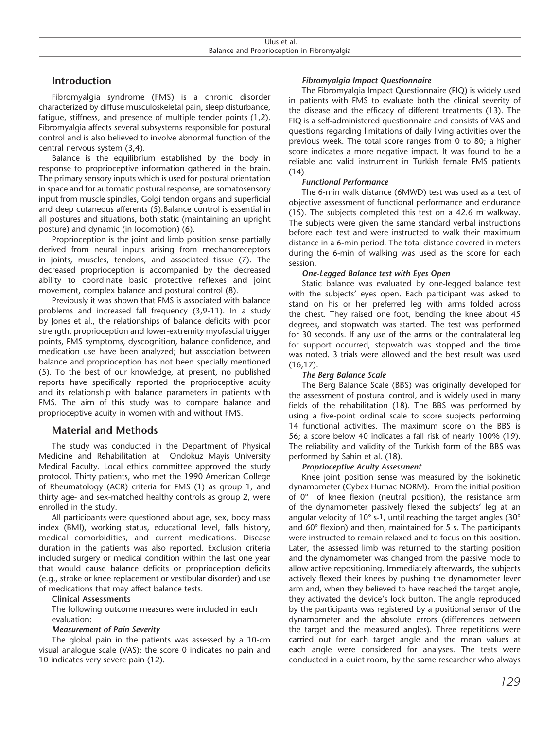## Introduction

Fibromyalgia syndrome (FMS) is a chronic disorder characterized by diffuse musculoskeletal pain, sleep disturbance, fatigue, stiffness, and presence of multiple tender points (1,2). Fibromyalgia affects several subsystems responsible for postural control and is also believed to involve abnormal function of the central nervous system (3,4).

Balance is the equilibrium established by the body in response to proprioceptive information gathered in the brain. The primary sensory inputs which is used for postural orientation in space and for automatic postural response, are somatosensory input from muscle spindles, Golgi tendon organs and superficial and deep cutaneous afferents (5).Balance control is essential in all postures and situations, both static (maintaining an upright posture) and dynamic (in locomotion) (6).

Proprioception is the joint and limb position sense partially derived from neural inputs arising from mechanoreceptors in joints, muscles, tendons, and associated tissue (7). The decreased proprioception is accompanied by the decreased ability to coordinate basic protective reflexes and joint movement, complex balance and postural control (8).

Previously it was shown that FMS is associated with balance problems and increased fall frequency (3,9-11). In a study by Jones et al., the relationships of balance deficits with poor strength, proprioception and lower-extremity myofascial trigger points, FMS symptoms, dyscognition, balance confidence, and medication use have been analyzed; but association between balance and proprioception has not been specially mentioned (5). To the best of our knowledge, at present, no published reports have specifically reported the proprioceptive acuity and its relationship with balance parameters in patients with FMS. The aim of this study was to compare balance and proprioceptive acuity in women with and without FMS.

## Material and Methods

The study was conducted in the Department of Physical Medicine and Rehabilitation at Ondokuz Mayis University Medical Faculty. Local ethics committee approved the study protocol. Thirty patients, who met the 1990 American College of Rheumatology (ACR) criteria for FMS (1) as group 1, and thirty age- and sex-matched healthy controls as group 2, were enrolled in the study.

All participants were questioned about age, sex, body mass index (BMI), working status, educational level, falls history, medical comorbidities, and current medications. Disease duration in the patients was also reported. Exclusion criteria included surgery or medical condition within the last one year that would cause balance deficits or proprioception deficits (e.g., stroke or knee replacement or vestibular disorder) and use of medications that may affect balance tests.

**Clinical Assessments**

The following outcome measures were included in each evaluation:

***Measurement of Pain Severity***

The global pain in the patients was assessed by a 10-cm visual analogue scale (VAS); the score 0 indicates no pain and 10 indicates very severe pain (12).

***Fibromyalgia Impact Questionnaire***

The Fibromyalgia Impact Questionnaire (FIQ) is widely used in patients with FMS to evaluate both the clinical severity of the disease and the efficacy of different treatments (13). The FIQ is a self-administered questionnaire and consists of VAS and questions regarding limitations of daily living activities over the previous week. The total score ranges from 0 to 80; a higher score indicates a more negative impact. It was found to be a reliable and valid instrument in Turkish female FMS patients (14).

***Functional Performance***

The 6-min walk distance (6MWD) test was used as a test of objective assessment of functional performance and endurance (15). The subjects completed this test on a 42.6 m walkway. The subjects were given the same standard verbal instructions before each test and were instructed to walk their maximum distance in a 6-min period. The total distance covered in meters during the 6-min of walking was used as the score for each session.

***One-Legged Balance test with Eyes Open***

Static balance was evaluated by one-legged balance test with the subjects' eyes open. Each participant was asked to stand on his or her preferred leg with arms folded across the chest. They raised one foot, bending the knee about 45 degrees, and stopwatch was started. The test was performed for 30 seconds. If any use of the arms or the contralateral leg for support occurred, stopwatch was stopped and the time was noted. 3 trials were allowed and the best result was used (16,17).

***The Berg Balance Scale***

The Berg Balance Scale (BBS) was originally developed for the assessment of postural control, and is widely used in many fields of the rehabilitation (18). The BBS was performed by using a five-point ordinal scale to score subjects performing 14 functional activities. The maximum score on the BBS is 56; a score below 40 indicates a fall risk of nearly 100% (19). The reliability and validity of the Turkish form of the BBS was performed by Sahin et al. (18).

***Proprioceptive Acuity Assessment***

Knee joint position sense was measured by the isokinetic dynamometer (Cybex Humac NORM). From the initial position of 0° of knee flexion (neutral position), the resistance arm of the dynamometer passively flexed the subjects' leg at an angular velocity of 10° $s^{-1}$, until reaching the target angles (30° and 60° flexion) and then, maintained for 5 s. The participants were instructed to remain relaxed and to focus on this position. Later, the assessed limb was returned to the starting position and the dynamometer was changed from the passive mode to allow active repositioning. Immediately afterwards, the subjects actively flexed their knees by pushing the dynamometer lever arm and, when they believed to have reached the target angle, they activated the device's lock button. The angle reproduced by the participants was registered by a positional sensor of the dynamometer and the absolute errors (differences between the target and the measured angles). Three repetitions were carried out for each target angle and the mean values at each angle were considered for analyses. The tests were conducted in a quiet room, by the same researcher who always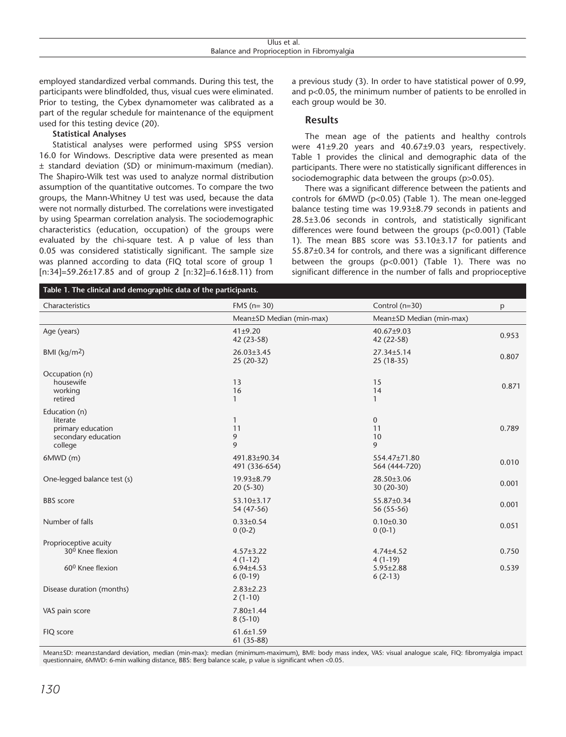employed standardized verbal commands. During this test, the participants were blindfolded, thus, visual cues were eliminated. Prior to testing, the Cybex dynamometer was calibrated as a part of the regular schedule for maintenance of the equipment used for this testing device (20).

**Statistical Analyses**

Statistical analyses were performed using SPSS version 16.0 for Windows. Descriptive data were presented as mean ± standard deviation (SD) or minimum-maximum (median). The Shapiro-Wilk test was used to analyze normal distribution assumption of the quantitative outcomes. To compare the two groups, the Mann-Whitney U test was used, because the data were not normally disturbed. The correlations were investigated by using Spearman correlation analysis. The sociodemographic characteristics (education, occupation) of the groups were evaluated by the chi-square test. A p value of less than 0.05 was considered statistically significant. The sample size was planned according to data (FIQ total score of group 1 [n:34]=59.26±17.85 and of group 2 [n:32]=6.16±8.11) from a previous study (3). In order to have statistical power of 0.99, and p<0.05, the minimum number of patients to be enrolled in each group would be 30.

## Results

The mean age of the patients and healthy controls were 41±9.20 years and 40.67±9.03 years, respectively. Table 1 provides the clinical and demographic data of the participants. There were no statistically significant differences in sociodemographic data between the groups (p>0.05).

There was a significant difference between the patients and controls for 6MWD (p<0.05) (Table 1). The mean one-legged balance testing time was 19.93±8.79 seconds in patients and 28.5±3.06 seconds in controls, and statistically significant differences were found between the groups (p<0.001) (Table 1). The mean BBS score was 53.10±3.17 for patients and 55.87±0.34 for controls, and there was a significant difference between the groups (p<0.001) (Table 1). There was no significant difference in the number of falls and proprioceptive

**Table 1. The clinical and demographic data of the participants.**

| Characteristics | FMS (n= 30) | Control (n=30) | p |
|---|---|---|---|
| | Mean±SD Median (min-max) | Mean±SD Median (min-max) | |
| Age (years) | 41±9.20<br>42 (23-58) | 40.67±9.03<br>42 (22-58) | 0.953 |
| BMI (kg/m$^2$) | 26.03±3.45<br>25 (20-32) | 27.34±5.14<br>25 (18-35) | 0.807 |
| Occupation (n)<br>housewife<br>working<br>retired | <br>13<br>16<br>1 | <br>15<br>14<br>1 | 0.871 |
| Education (n)<br>literate<br>primary education<br>secondary education<br>college | <br>1<br>11<br>9<br>9 | <br>0<br>11<br>10<br>9 | 0.789 |
| 6MWD (m) | 491.83±90.34<br>491 (336-654) | 554.47±71.80<br>564 (444-720) | 0.010 |
| One-legged balance test (s) | 19.93±8.79<br>20 (5-30) | 28.50±3.06<br>30 (20-30) | 0.001 |
| BBS score | 53.10±3.17<br>54 (47-56) | 55.87±0.34<br>56 (55-56) | 0.001 |
| Number of falls | 0.33±0.54<br>0 (0-2) | 0.10±0.30<br>0 (0-1) | 0.051 |
| Proprioceptive acuity<br>30$^0$ Knee flexion | <br>4.57±3.22<br>4 (1-12) | <br>4.74±4.52<br>4 (1-19) | <br>0.750 |
| 60$^0$ Knee flexion | 6.94±4.53<br>6 (0-19) | 5.95±2.88<br>6 (2-13) | 0.539 |
| Disease duration (months) | 2.83±2.23<br>2 (1-10) | | |
| VAS pain score | 7.80±1.44<br>8 (5-10) | | |
| FIQ score | 61.6±1.59<br>61 (35-88) | | |

Mean±SD: mean±standard deviation, median (min-max): median (minimum-maximum), BMI: body mass index, VAS: visual analogue scale, FIQ: fibromyalgia impact questionnaire, 6MWD: 6-min walking distance, BBS: Berg balance scale, p value is significant when <0.05.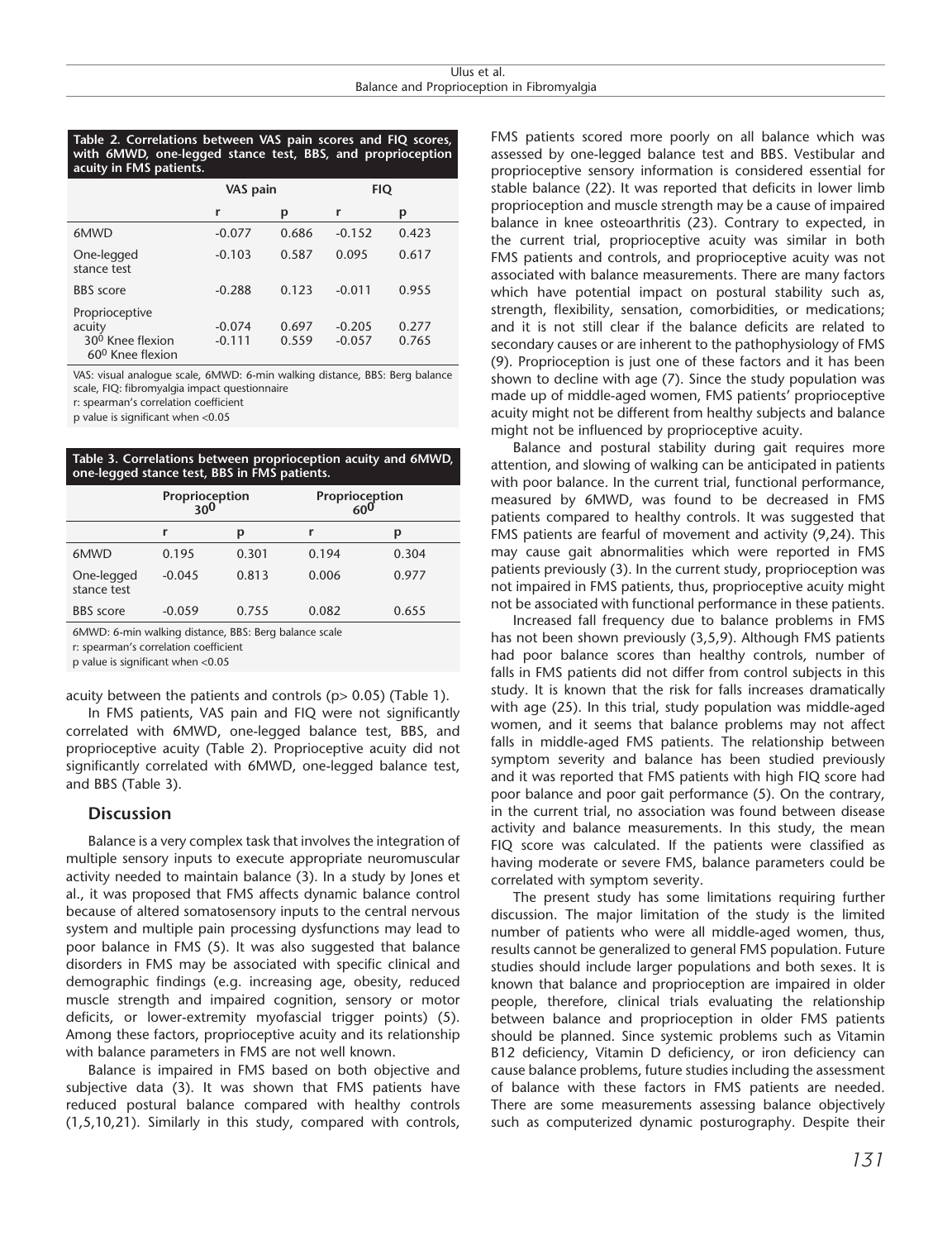**Table 2. Correlations between VAS pain scores and FIQ scores, with 6MWD, one-legged stance test, BBS, and proprioception acuity in FMS patients.**

| | VAS pain | | FIQ | |
|---|---|---|---|---|
| | r | p | r | p |
| 6MWD | -0.077 | 0.686 | -0.152 | 0.423 |
| One-legged stance test | -0.103 | 0.587 | 0.095 | 0.617 |
| BBS score | -0.288 | 0.123 | -0.011 | 0.955 |
| Proprioceptive acuity | | | | |
| $30^0$ Knee flexion | -0.074 | 0.697 | -0.205 | 0.277 |
| $60^0$ Knee flexion | -0.111 | 0.559 | -0.057 | 0.765 |

VAS: visual analogue scale, 6MWD: 6-min walking distance, BBS: Berg balance scale, FIQ: fibromyalgia impact questionnaire
r: spearman's correlation coefficient
p value is significant when <0.05

**Table 3. Correlations between proprioception acuity and 6MWD, one-legged stance test, BBS in FMS patients.**

| | Proprioception $30^0$ | | Proprioception $60^0$ | |
|---|---|---|---|---|
| | r | p | r | p |
| 6MWD | 0.195 | 0.301 | 0.194 | 0.304 |
| One-legged stance test | -0.045 | 0.813 | 0.006 | 0.977 |
| BBS score | -0.059 | 0.755 | 0.082 | 0.655 |

6MWD: 6-min walking distance, BBS: Berg balance scale
r: spearman's correlation coefficient
p value is significant when <0.05

acuity between the patients and controls (p> 0.05) (Table 1).

In FMS patients, VAS pain and FIQ were not significantly correlated with 6MWD, one-legged balance test, BBS, and proprioceptive acuity (Table 2). Proprioceptive acuity did not significantly correlated with 6MWD, one-legged balance test, and BBS (Table 3).

## Discussion

Balance is a very complex task that involves the integration of multiple sensory inputs to execute appropriate neuromuscular activity needed to maintain balance (3). In a study by Jones et al., it was proposed that FMS affects dynamic balance control because of altered somatosensory inputs to the central nervous system and multiple pain processing dysfunctions may lead to poor balance in FMS (5). It was also suggested that balance disorders in FMS may be associated with specific clinical and demographic findings (e.g. increasing age, obesity, reduced muscle strength and impaired cognition, sensory or motor deficits, or lower-extremity myofascial trigger points) (5). Among these factors, proprioceptive acuity and its relationship with balance parameters in FMS are not well known.

Balance is impaired in FMS based on both objective and subjective data (3). It was shown that FMS patients have reduced postural balance compared with healthy controls (1,5,10,21). Similarly in this study, compared with controls, FMS patients scored more poorly on all balance which was assessed by one-legged balance test and BBS. Vestibular and proprioceptive sensory information is considered essential for stable balance (22). It was reported that deficits in lower limb proprioception and muscle strength may be a cause of impaired balance in knee osteoarthritis (23). Contrary to expected, in the current trial, proprioceptive acuity was similar in both FMS patients and controls, and proprioceptive acuity was not associated with balance measurements. There are many factors which have potential impact on postural stability such as, strength, flexibility, sensation, comorbidities, or medications; and it is not still clear if the balance deficits are related to secondary causes or are inherent to the pathophysiology of FMS (9). Proprioception is just one of these factors and it has been shown to decline with age (7). Since the study population was made up of middle-aged women, FMS patients' proprioceptive acuity might not be different from healthy subjects and balance might not be influenced by proprioceptive acuity.

Balance and postural stability during gait requires more attention, and slowing of walking can be anticipated in patients with poor balance. In the current trial, functional performance, measured by 6MWD, was found to be decreased in FMS patients compared to healthy controls. It was suggested that FMS patients are fearful of movement and activity (9,24). This may cause gait abnormalities which were reported in FMS patients previously (3). In the current study, proprioception was not impaired in FMS patients, thus, proprioceptive acuity might not be associated with functional performance in these patients.

Increased fall frequency due to balance problems in FMS has not been shown previously (3,5,9). Although FMS patients had poor balance scores than healthy controls, number of falls in FMS patients did not differ from control subjects in this study. It is known that the risk for falls increases dramatically with age (25). In this trial, study population was middle-aged women, and it seems that balance problems may not affect falls in middle-aged FMS patients. The relationship between symptom severity and balance has been studied previously and it was reported that FMS patients with high FIQ score had poor balance and poor gait performance (5). On the contrary, in the current trial, no association was found between disease activity and balance measurements. In this study, the mean FIQ score was calculated. If the patients were classified as having moderate or severe FMS, balance parameters could be correlated with symptom severity.

The present study has some limitations requiring further discussion. The major limitation of the study is the limited number of patients who were all middle-aged women, thus, results cannot be generalized to general FMS population. Future studies should include larger populations and both sexes. It is known that balance and proprioception are impaired in older people, therefore, clinical trials evaluating the relationship between balance and proprioception in older FMS patients should be planned. Since systemic problems such as Vitamin B12 deficiency, Vitamin D deficiency, or iron deficiency can cause balance problems, future studies including the assessment of balance with these factors in FMS patients are needed. There are some measurements assessing balance objectively such as computerized dynamic posturography. Despite their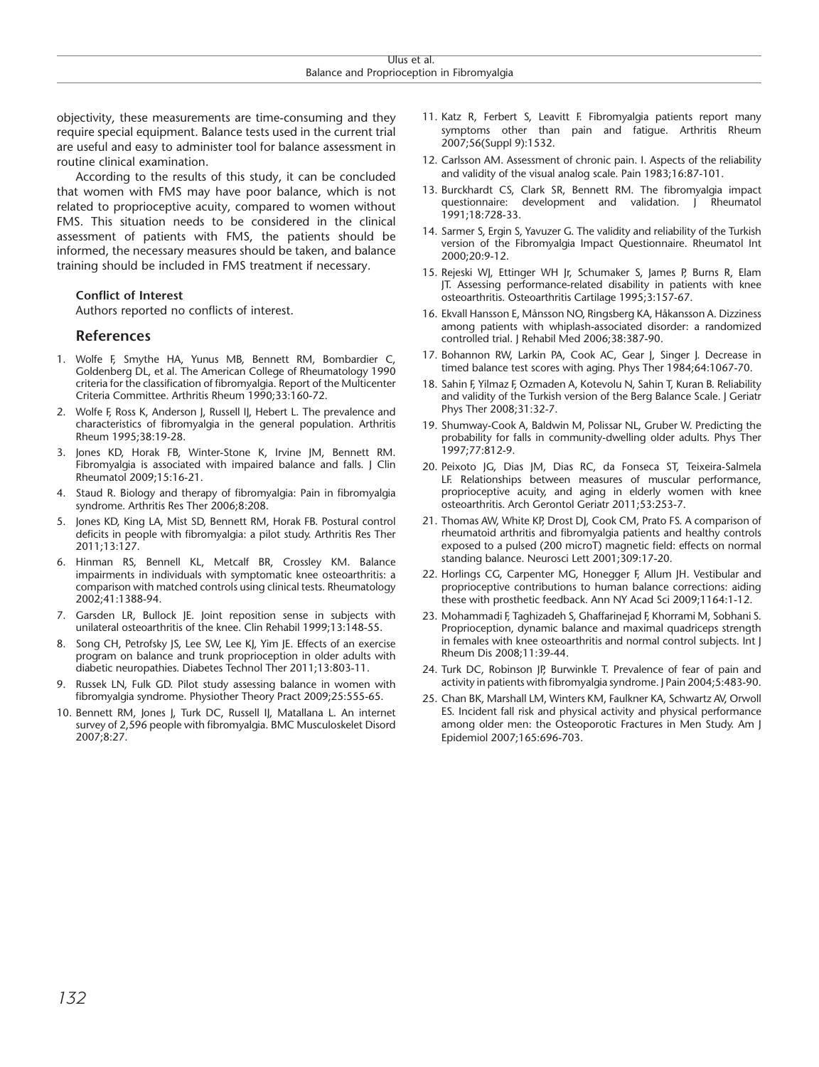objectivity, these measurements are time-consuming and they require special equipment. Balance tests used in the current trial are useful and easy to administer tool for balance assessment in routine clinical examination.

According to the results of this study, it can be concluded that women with FMS may have poor balance, which is not related to proprioceptive acuity, compared to women without FMS. This situation needs to be considered in the clinical assessment of patients with FMS, the patients should be informed, the necessary measures should be taken, and balance training should be included in FMS treatment if necessary.

**Conflict of Interest**

Authors reported no conflicts of interest.

## References

1. Wolfe F, Smythe HA, Yunus MB, Bennett RM, Bombardier C, Goldenberg DL, et al. The American College of Rheumatology 1990 criteria for the classification of fibromyalgia. Report of the Multicenter Criteria Committee. Arthritis Rheum 1990;33:160-72.
2. Wolfe F, Ross K, Anderson J, Russell IJ, Hebert L. The prevalence and characteristics of fibromyalgia in the general population. Arthritis Rheum 1995;38:19-28.
3. Jones KD, Horak FB, Winter-Stone K, Irvine JM, Bennett RM. Fibromyalgia is associated with impaired balance and falls. J Clin Rheumatol 2009;15:16-21.
4. Staud R. Biology and therapy of fibromyalgia: Pain in fibromyalgia syndrome. Arthritis Res Ther 2006;8:208.
5. Jones KD, King LA, Mist SD, Bennett RM, Horak FB. Postural control deficits in people with fibromyalgia: a pilot study. Arthritis Res Ther 2011;13:127.
6. Hinman RS, Bennell KL, Metcalf BR, Crossley KM. Balance impairments in individuals with symptomatic knee osteoarthritis: a comparison with matched controls using clinical tests. Rheumatology 2002;41:1388-94.
7. Garsden LR, Bullock JE. Joint reposition sense in subjects with unilateral osteoarthritis of the knee. Clin Rehabil 1999;13:148-55.
8. Song CH, Petrofsky JS, Lee SW, Lee KJ, Yim JE. Effects of an exercise program on balance and trunk proprioception in older adults with diabetic neuropathies. Diabetes Technol Ther 2011;13:803-11.
9. Russek LN, Fulk GD. Pilot study assessing balance in women with fibromyalgia syndrome. Physiother Theory Pract 2009;25:555-65.
10. Bennett RM, Jones J, Turk DC, Russell IJ, Matallana L. An internet survey of 2,596 people with fibromyalgia. BMC Musculoskelet Disord 2007;8:27.
11. Katz R, Ferbert S, Leavitt F. Fibromyalgia patients report many symptoms other than pain and fatigue. Arthritis Rheum 2007;56(Suppl 9):1532.
12. Carlsson AM. Assessment of chronic pain. I. Aspects of the reliability and validity of the visual analog scale. Pain 1983;16:87-101.
13. Burckhardt CS, Clark SR, Bennett RM. The fibromyalgia impact questionnaire: development and validation. J Rheumatol 1991;18:728-33.
14. Sarmer S, Ergin S, Yavuzer G. The validity and reliability of the Turkish version of the Fibromyalgia Impact Questionnaire. Rheumatol Int 2000;20:9-12.
15. Rejeski WJ, Ettinger WH Jr, Schumaker S, James P, Burns R, Elam JT. Assessing performance-related disability in patients with knee osteoarthritis. Osteoarthritis Cartilage 1995;3:157-67.
16. Ekvall Hansson E, Månsson NO, Ringsberg KA, Håkansson A. Dizziness among patients with whiplash-associated disorder: a randomized controlled trial. J Rehabil Med 2006;38:387-90.
17. Bohannon RW, Larkin PA, Cook AC, Gear J, Singer J. Decrease in timed balance test scores with aging. Phys Ther 1984;64:1067-70.
18. Sahin F, Yilmaz F, Ozmaden A, Kotevolu N, Sahin T, Kuran B. Reliability and validity of the Turkish version of the Berg Balance Scale. J Geriatr Phys Ther 2008;31:32-7.
19. Shumway-Cook A, Baldwin M, Polissar NL, Gruber W. Predicting the probability for falls in community-dwelling older adults. Phys Ther 1997;77:812-9.
20. Peixoto JG, Dias JM, Dias RC, da Fonseca ST, Teixeira-Salmela LF. Relationships between measures of muscular performance, proprioceptive acuity, and aging in elderly women with knee osteoarthritis. Arch Gerontol Geriatr 2011;53:253-7.
21. Thomas AW, White KP, Drost DJ, Cook CM, Prato FS. A comparison of rheumatoid arthritis and fibromyalgia patients and healthy controls exposed to a pulsed (200 microT) magnetic field: effects on normal standing balance. Neurosci Lett 2001;309:17-20.
22. Horlings CG, Carpenter MG, Honegger F, Allum JH. Vestibular and proprioceptive contributions to human balance corrections: aiding these with prosthetic feedback. Ann NY Acad Sci 2009;1164:1-12.
23. Mohammadi F, Taghizadeh S, Ghaffarinejad F, Khorrami M, Sobhani S. Proprioception, dynamic balance and maximal quadriceps strength in females with knee osteoarthritis and normal control subjects. Int J Rheum Dis 2008;11:39-44.
24. Turk DC, Robinson JP, Burwinkle T. Prevalence of fear of pain and activity in patients with fibromyalgia syndrome. J Pain 2004;5:483-90.
25. Chan BK, Marshall LM, Winters KM, Faulkner KA, Schwartz AV, Orwoll ES. Incident fall risk and physical activity and physical performance among older men: the Osteoporotic Fractures in Men Study. Am J Epidemiol 2007;165:696-703.